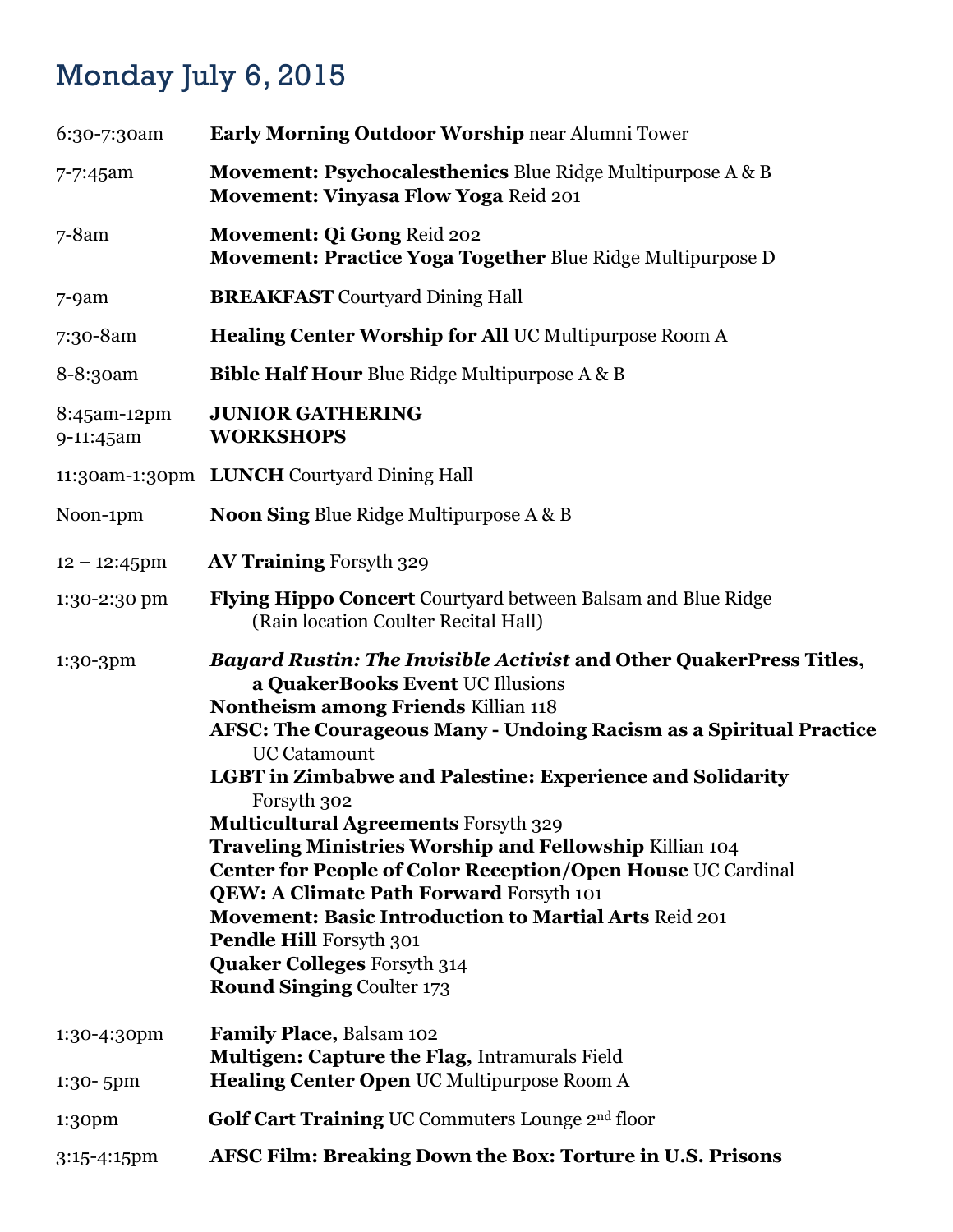# Monday July 6, 2015

| | |
|---|---|
| 6:30-7:30am | **Early Morning Outdoor Worship** near Alumni Tower |
| 7-7:45am | **Movement: Psychocalesthenics** Blue Ridge Multipurpose A & B<br>**Movement: Vinyasa Flow Yoga** Reid 201 |
| 7-8am | **Movement: Qi Gong** Reid 202<br>**Movement: Practice Yoga Together** Blue Ridge Multipurpose D |
| 7-9am | **BREAKFAST** Courtyard Dining Hall |
| 7:30-8am | **Healing Center Worship for All** UC Multipurpose Room A |
| 8-8:30am | **Bible Half Hour** Blue Ridge Multipurpose A & B |
| 8:45am-12pm | **JUNIOR GATHERING** |
| 9-11:45am | **WORKSHOPS** |
| 11:30am-1:30pm | **LUNCH** Courtyard Dining Hall |
| Noon-1pm | **Noon Sing** Blue Ridge Multipurpose A & B |
| 12 – 12:45pm | **AV Training** Forsyth 329 |
| 1:30-2:30 pm | **Flying Hippo Concert** Courtyard between Balsam and Blue Ridge (Rain location Coulter Recital Hall) |
| 1:30-3pm | ***Bayard Rustin: The Invisible Activist* and Other QuakerPress Titles, a QuakerBooks Event** UC Illusions<br>**Nontheism among Friends** Killian 118<br>**AFSC: The Courageous Many - Undoing Racism as a Spiritual Practice** UC Catamount<br>**LGBT in Zimbabwe and Palestine: Experience and Solidarity** Forsyth 302<br>**Multicultural Agreements** Forsyth 329<br>**Traveling Ministries Worship and Fellowship** Killian 104<br>**Center for People of Color Reception/Open House** UC Cardinal<br>**QEW: A Climate Path Forward** Forsyth 101<br>**Movement: Basic Introduction to Martial Arts** Reid 201<br>**Pendle Hill** Forsyth 301<br>**Quaker Colleges** Forsyth 314<br>**Round Singing** Coulter 173 |
| 1:30-4:30pm | **Family Place,** Balsam 102<br>**Multigen: Capture the Flag,** Intramurals Field |
| 1:30- 5pm | **Healing Center Open** UC Multipurpose Room A |
| 1:30pm | **Golf Cart Training** UC Commuters Lounge 2nd floor |
| 3:15-4:15pm | **AFSC Film: Breaking Down the Box: Torture in U.S. Prisons** |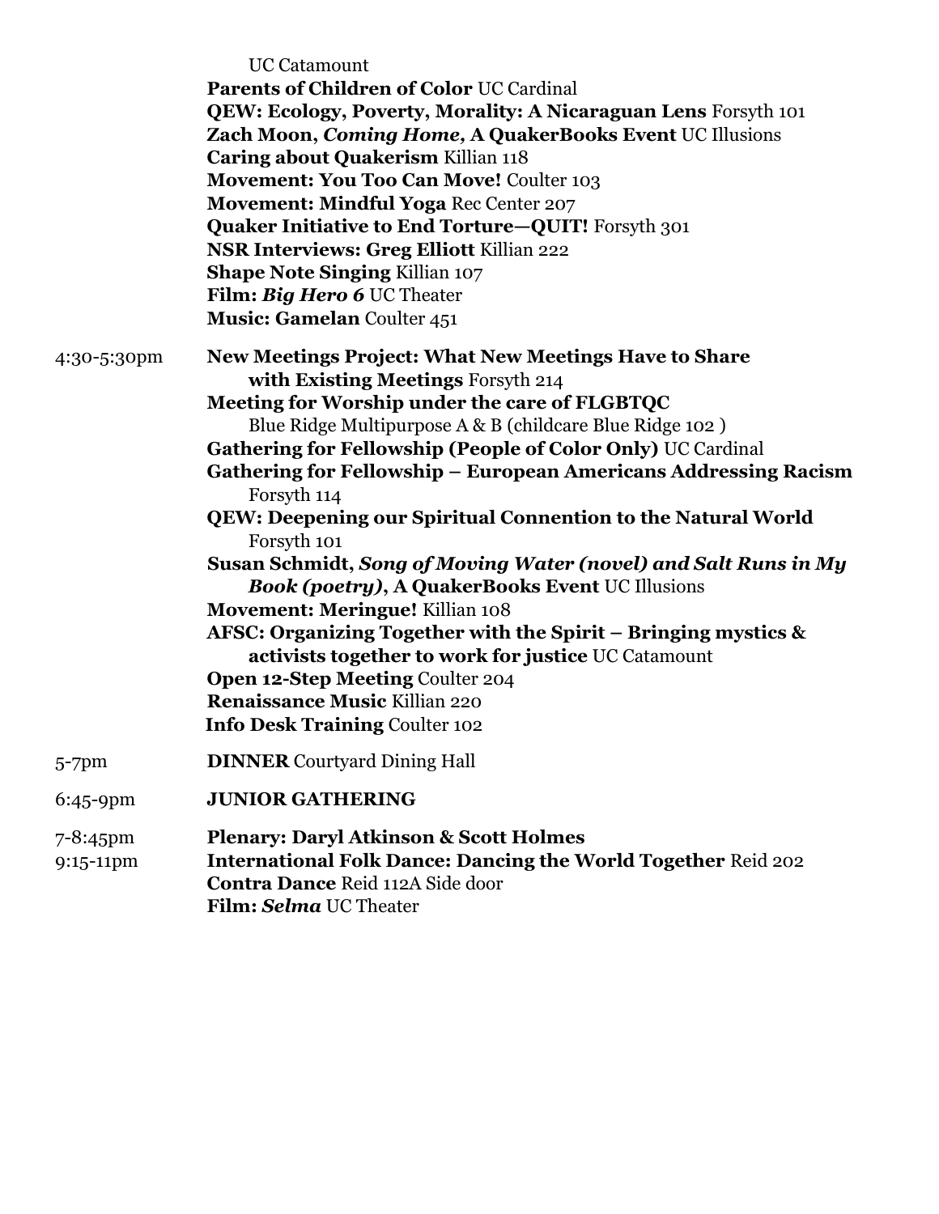UC Catamount

**Parents of Children of Color** UC Cardinal

**QEW: Ecology, Poverty, Morality: A Nicaraguan Lens** Forsyth 101

**Zach Moon, *Coming Home,* A QuakerBooks Event** UC Illusions

**Caring about Quakerism** Killian 118

**Movement: You Too Can Move!** Coulter 103

**Movement: Mindful Yoga** Rec Center 207

**Quaker Initiative to End Torture—QUIT!** Forsyth 301

**NSR Interviews: Greg Elliott** Killian 222

**Shape Note Singing** Killian 107

**Film: *Big Hero 6*** UC Theater

**Music: Gamelan** Coulter 451

4:30-5:30pm

**New Meetings Project: What New Meetings Have to Share with Existing Meetings** Forsyth 214

**Meeting for Worship under the care of FLGBTQC** Blue Ridge Multipurpose A & B (childcare Blue Ridge 102 )

**Gathering for Fellowship (People of Color Only)** UC Cardinal

**Gathering for Fellowship – European Americans Addressing Racism** Forsyth 114

**QEW: Deepening our Spiritual Connention to the Natural World** Forsyth 101

**Susan Schmidt, *Song of Moving Water (novel) and Salt Runs in My Book (poetry)*, A QuakerBooks Event** UC Illusions

**Movement: Meringue!** Killian 108

**AFSC: Organizing Together with the Spirit – Bringing mystics & activists together to work for justice** UC Catamount

**Open 12-Step Meeting** Coulter 204

**Renaissance Music** Killian 220

**Info Desk Training** Coulter 102

5-7pm **DINNER** Courtyard Dining Hall

6:45-9pm **JUNIOR GATHERING**

7-8:45pm **Plenary: Daryl Atkinson & Scott Holmes**

9:15-11pm **International Folk Dance: Dancing the World Together** Reid 202

**Contra Dance** Reid 112A Side door

**Film: *Selma*** UC Theater